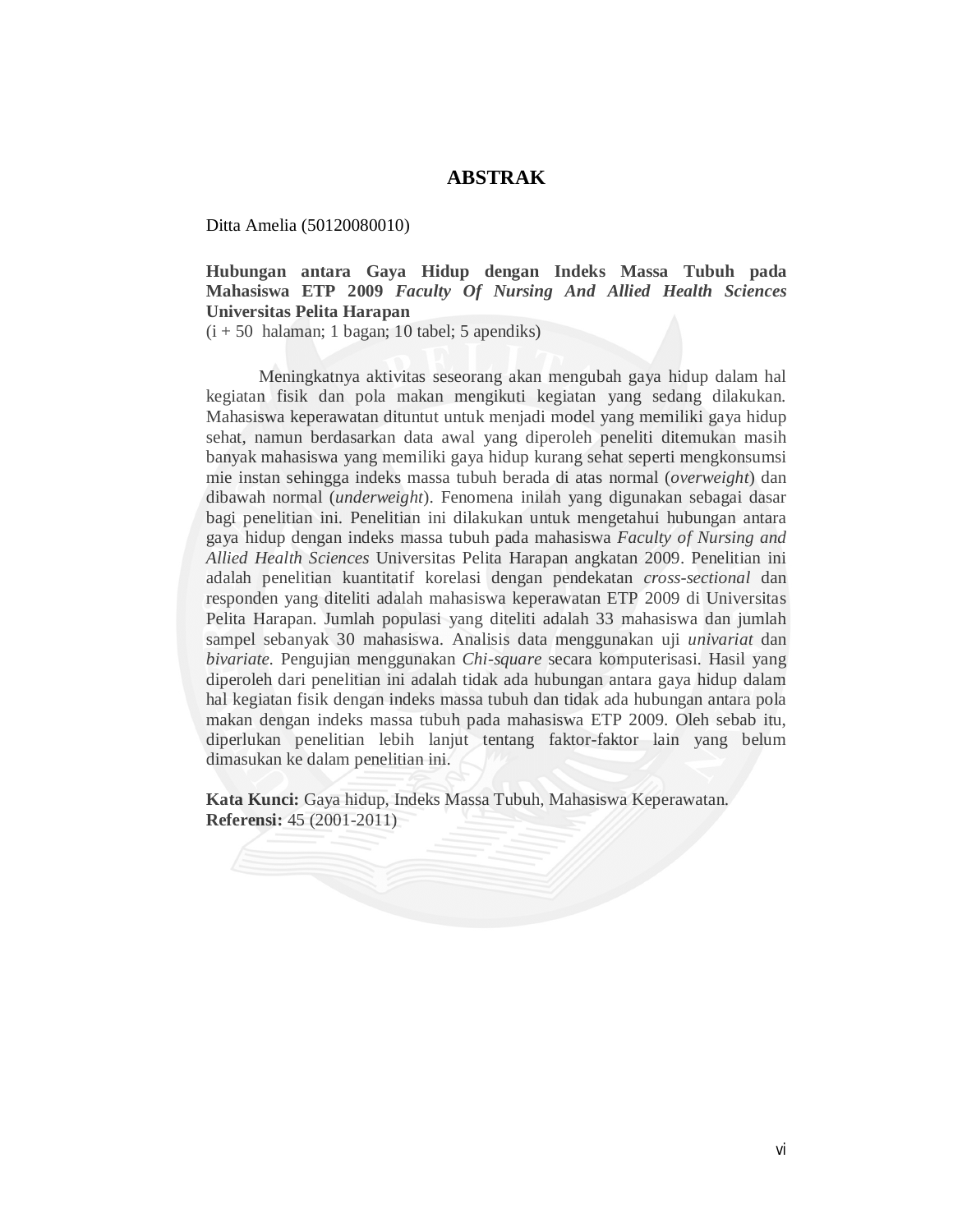# ABSTRAK

Ditta Amelia (50120080010)

**Hubungan antara Gaya Hidup dengan Indeks Massa Tubuh pada Mahasiswa ETP 2009 *Faculty Of Nursing And Allied Health Sciences* Universitas Pelita Harapan**
(i + 50 halaman; 1 bagan; 10 tabel; 5 apendiks)

Meningkatnya aktivitas seseorang akan mengubah gaya hidup dalam hal kegiatan fisik dan pola makan mengikuti kegiatan yang sedang dilakukan. Mahasiswa keperawatan dituntut untuk menjadi model yang memiliki gaya hidup sehat, namun berdasarkan data awal yang diperoleh peneliti ditemukan masih banyak mahasiswa yang memiliki gaya hidup kurang sehat seperti mengkonsumsi mie instan sehingga indeks massa tubuh berada di atas normal (*overweight*) dan dibawah normal (*underweight*). Fenomena inilah yang digunakan sebagai dasar bagi penelitian ini. Penelitian ini dilakukan untuk mengetahui hubungan antara gaya hidup dengan indeks massa tubuh pada mahasiswa *Faculty of Nursing and Allied Health Sciences* Universitas Pelita Harapan angkatan 2009. Penelitian ini adalah penelitian kuantitatif korelasi dengan pendekatan *cross-sectional* dan responden yang diteliti adalah mahasiswa keperawatan ETP 2009 di Universitas Pelita Harapan. Jumlah populasi yang diteliti adalah 33 mahasiswa dan jumlah sampel sebanyak 30 mahasiswa. Analisis data menggunakan uji *univariat* dan *bivariate*. Pengujian menggunakan *Chi-square* secara komputerisasi. Hasil yang diperoleh dari penelitian ini adalah tidak ada hubungan antara gaya hidup dalam hal kegiatan fisik dengan indeks massa tubuh dan tidak ada hubungan antara pola makan dengan indeks massa tubuh pada mahasiswa ETP 2009. Oleh sebab itu, diperlukan penelitian lebih lanjut tentang faktor-faktor lain yang belum dimasukan ke dalam penelitian ini.

**Kata Kunci:** Gaya hidup, Indeks Massa Tubuh, Mahasiswa Keperawatan.
**Referensi:** 45 (2001-2011)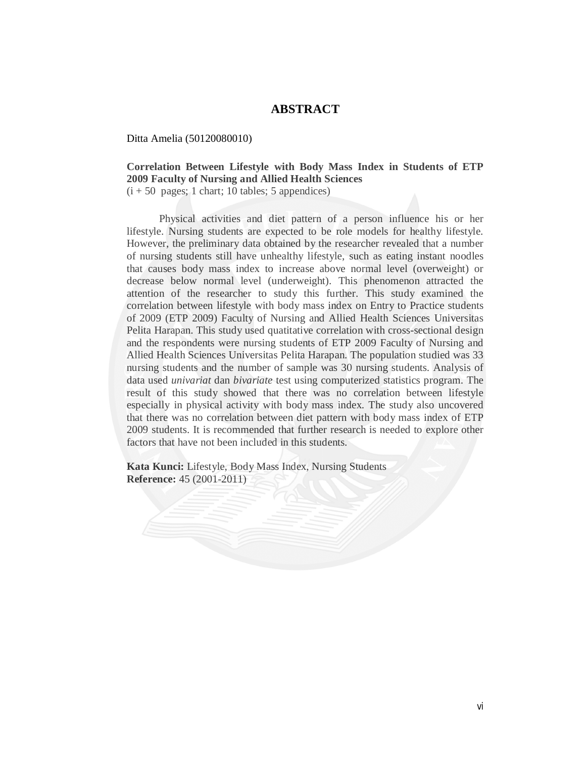# ABSTRACT

Ditta Amelia (50120080010)

**Correlation Between Lifestyle with Body Mass Index in Students of ETP 2009 Faculty of Nursing and Allied Health Sciences**
(i + 50 pages; 1 chart; 10 tables; 5 appendices)

Physical activities and diet pattern of a person influence his or her lifestyle. Nursing students are expected to be role models for healthy lifestyle. However, the preliminary data obtained by the researcher revealed that a number of nursing students still have unhealthy lifestyle, such as eating instant noodles that causes body mass index to increase above normal level (overweight) or decrease below normal level (underweight). This phenomenon attracted the attention of the researcher to study this further. This study examined the correlation between lifestyle with body mass index on Entry to Practice students of 2009 (ETP 2009) Faculty of Nursing and Allied Health Sciences Universitas Pelita Harapan. This study used quatitative correlation with cross-sectional design and the respondents were nursing students of ETP 2009 Faculty of Nursing and Allied Health Sciences Universitas Pelita Harapan. The population studied was 33 nursing students and the number of sample was 30 nursing students. Analysis of data used *univariat* dan *bivariate* test using computerized statistics program. The result of this study showed that there was no correlation between lifestyle especially in physical activity with body mass index. The study also uncovered that there was no correlation between diet pattern with body mass index of ETP 2009 students. It is recommended that further research is needed to explore other factors that have not been included in this students.

**Kata Kunci:** Lifestyle, Body Mass Index, Nursing Students
**Reference:** 45 (2001-2011)